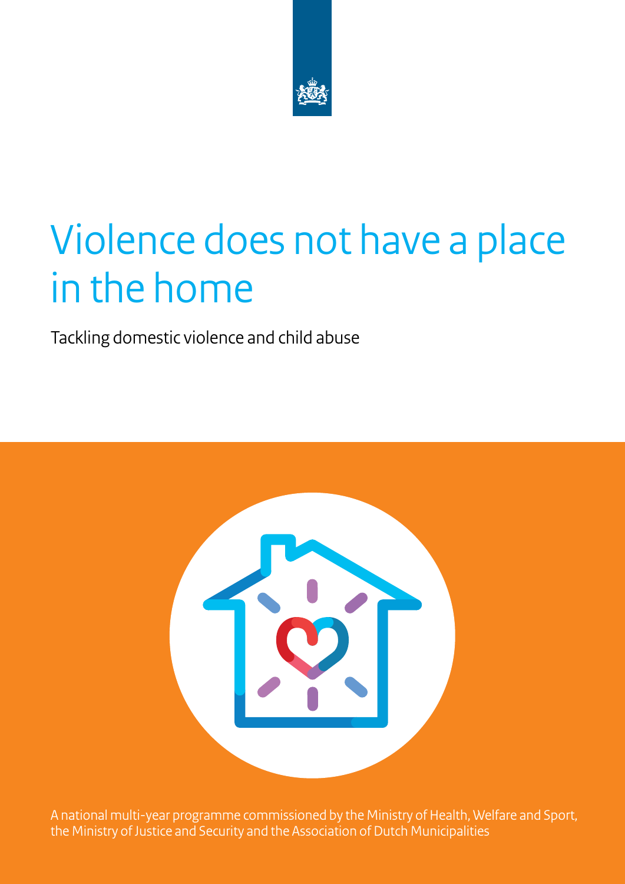# Violence does not have a place in the home

Tackling domestic violence and child abuse

A national multi-year programme commissioned by the Ministry of Health, Welfare and Sport, the Ministry of Justice and Security and the Association of Dutch Municipalities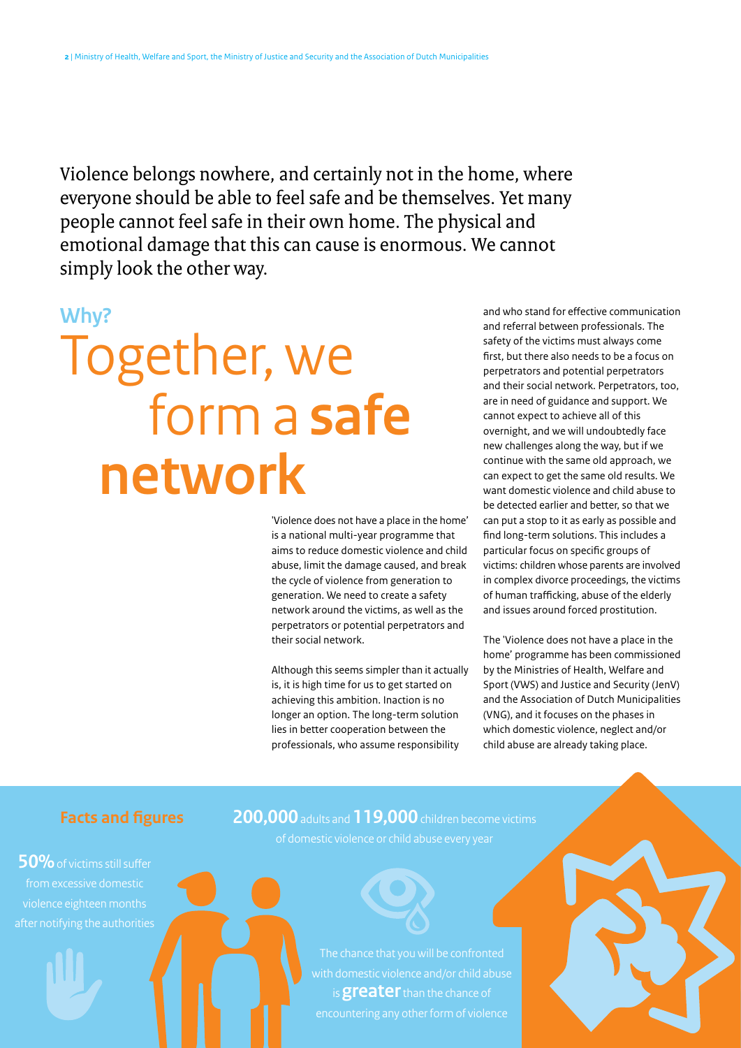Violence belongs nowhere, and certainly not in the home, where everyone should be able to feel safe and be themselves. Yet many people cannot feel safe in their own home. The physical and emotional damage that this can cause is enormous. We cannot simply look the other way.

## Why?

# Together, we form a **safe network**

'Violence does not have a place in the home' is a national multi-year programme that aims to reduce domestic violence and child abuse, limit the damage caused, and break the cycle of violence from generation to generation. We need to create a safety network around the victims, as well as the perpetrators or potential perpetrators and their social network.

Although this seems simpler than it actually is, it is high time for us to get started on achieving this ambition. Inaction is no longer an option. The long-term solution lies in better cooperation between the professionals, who assume responsibility and who stand for effective communication and referral between professionals. The safety of the victims must always come first, but there also needs to be a focus on perpetrators and potential perpetrators and their social network. Perpetrators, too, are in need of guidance and support. We cannot expect to achieve all of this overnight, and we will undoubtedly face new challenges along the way, but if we continue with the same old approach, we can expect to get the same old results. We want domestic violence and child abuse to be detected earlier and better, so that we can put a stop to it as early as possible and find long-term solutions. This includes a particular focus on specific groups of victims: children whose parents are involved in complex divorce proceedings, the victims of human trafficking, abuse of the elderly and issues around forced prostitution.

The 'Violence does not have a place in the home' programme has been commissioned by the Ministries of Health, Welfare and Sport (VWS) and Justice and Security (JenV) and the Association of Dutch Municipalities (VNG), and it focuses on the phases in which domestic violence, neglect and/or child abuse are already taking place.

### Facts and figures

**50%** of victims still suffer from excessive domestic violence eighteen months after notifying the authorities

**200,000** adults and **119,000** children become victims of domestic violence or child abuse every year

The chance that you will be confronted with domestic violence and/or child abuse is **greater** than the chance of encountering any other form of violence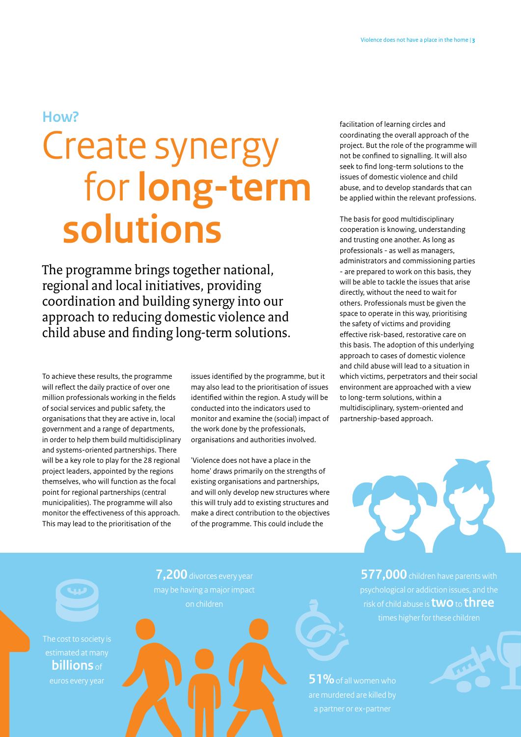**How?**

# Create synergy for **long-term solutions**

The programme brings together national, regional and local initiatives, providing coordination and building synergy into our approach to reducing domestic violence and child abuse and finding long-term solutions.

To achieve these results, the programme will reflect the daily practice of over one million professionals working in the fields of social services and public safety, the organisations that they are active in, local government and a range of departments, in order to help them build multidisciplinary and systems-oriented partnerships. There will be a key role to play for the 28 regional project leaders, appointed by the regions themselves, who will function as the focal point for regional partnerships (central municipalities). The programme will also monitor the effectiveness of this approach. This may lead to the prioritisation of the issues identified by the programme, but it may also lead to the prioritisation of issues identified within the region. A study will be conducted into the indicators used to monitor and examine the (social) impact of the work done by the professionals, organisations and authorities involved.

'Violence does not have a place in the home' draws primarily on the strengths of existing organisations and partnerships, and will only develop new structures where this will truly add to existing structures and make a direct contribution to the objectives of the programme. This could include the facilitation of learning circles and coordinating the overall approach of the project. But the role of the programme will not be confined to signalling. It will also seek to find long-term solutions to the issues of domestic violence and child abuse, and to develop standards that can be applied within the relevant professions.

The basis for good multidisciplinary cooperation is knowing, understanding and trusting one another. As long as professionals - as well as managers, administrators and commissioning parties - are prepared to work on this basis, they will be able to tackle the issues that arise directly, without the need to wait for others. Professionals must be given the space to operate in this way, prioritising the safety of victims and providing effective risk-based, restorative care on this basis. The adoption of this underlying approach to cases of domestic violence and child abuse will lead to a situation in which victims, perpetrators and their social environment are approached with a view to long-term solutions, within a multidisciplinary, system-oriented and partnership-based approach.

The cost to society is estimated at many **billions** of euros every year

**7,200** divorces every year may be having a major impact on children

**577,000** children have parents with psychological or addiction issues, and the risk of child abuse is **two** to **three** times higher for these children

**51%** of all women who are murdered are killed by a partner or ex-partner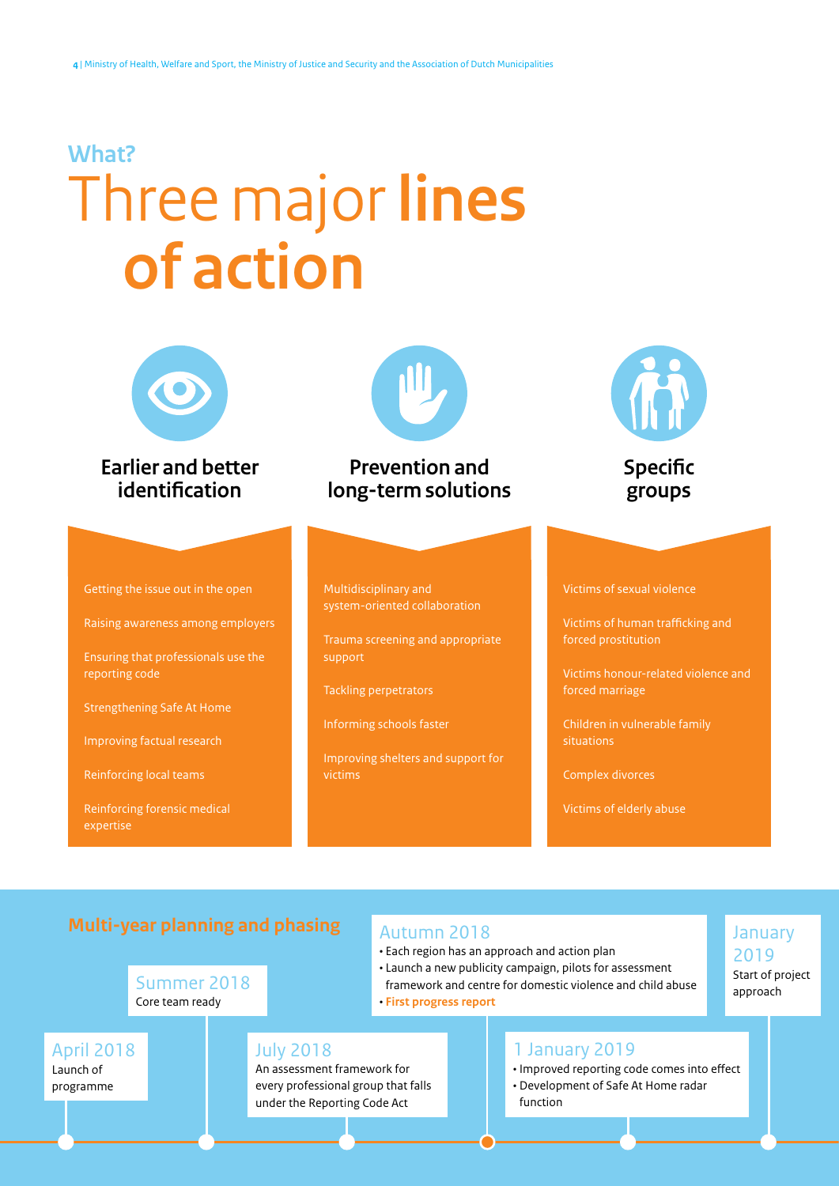## What?

# Three major lines of action

### Earlier and better identification

- Getting the issue out in the open
- Raising awareness among employers
- Ensuring that professionals use the reporting code
- Strengthening Safe At Home
- Improving factual research
- Reinforcing local teams
- Reinforcing forensic medical expertise

### Prevention and long-term solutions

- Multidisciplinary and system-oriented collaboration
- Trauma screening and appropriate support
- Tackling perpetrators
- Informing schools faster
- Improving shelters and support for victims

### Specific groups

- Victims of sexual violence
- Victims of human trafficking and forced prostitution
- Victims honour-related violence and forced marriage
- Children in vulnerable family situations
- Complex divorces
- Victims of elderly abuse

## Multi-year planning and phasing

**April 2018**
Launch of programme

**Summer 2018**
Core team ready

**July 2018**
An assessment framework for every professional group that falls under the Reporting Code Act

**Autumn 2018**
- Each region has an approach and action plan
- Launch a new publicity campaign, pilots for assessment framework and centre for domestic violence and child abuse
- **First progress report**

**1 January 2019**
- Improved reporting code comes into effect
- Development of Safe At Home radar function

**January 2019**
Start of project approach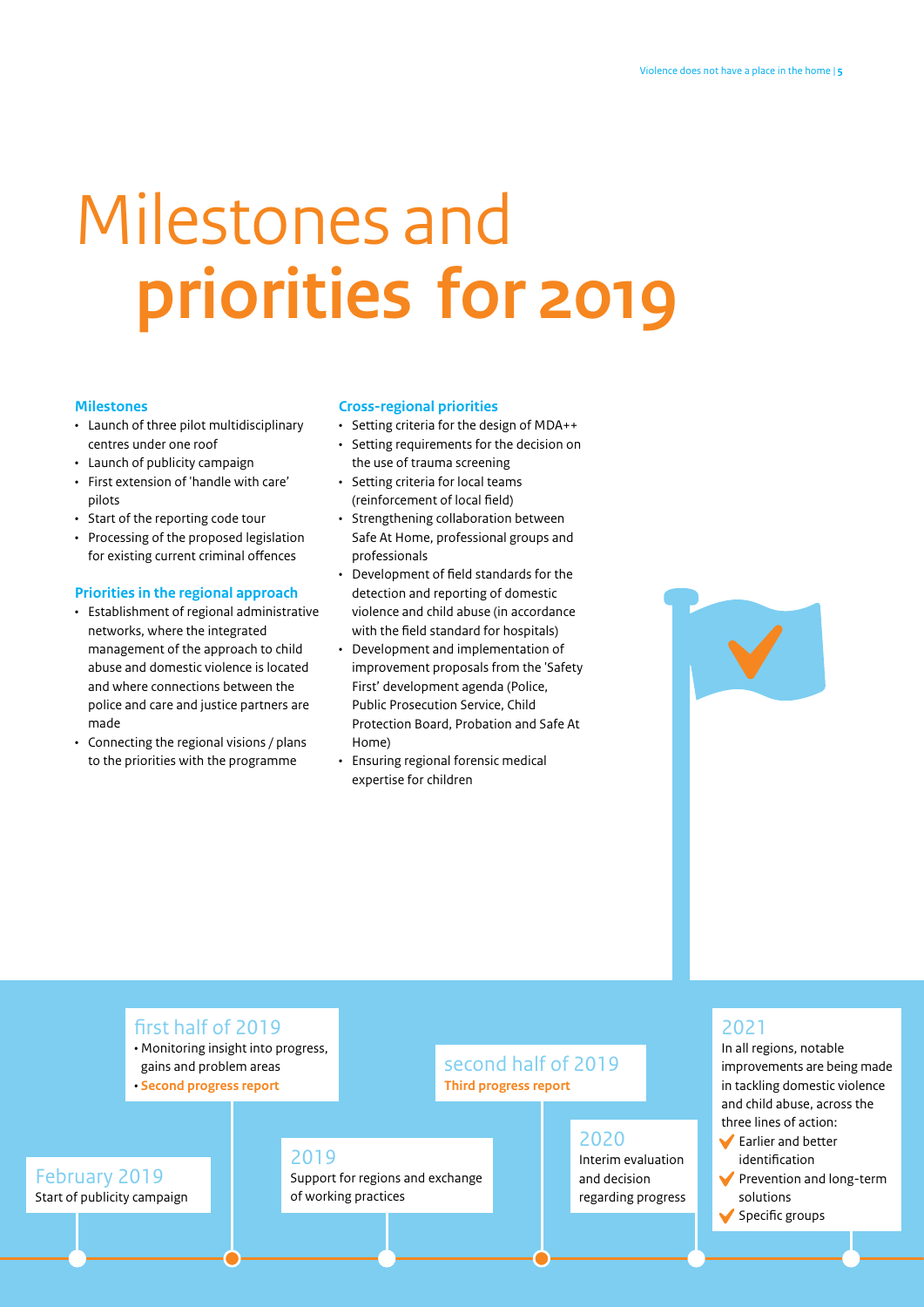# Milestones and **priorities for 2019**

### Milestones

- Launch of three pilot multidisciplinary centres under one roof
- Launch of publicity campaign
- First extension of 'handle with care' pilots
- Start of the reporting code tour
- Processing of the proposed legislation for existing current criminal offences

### Priorities in the regional approach

- Establishment of regional administrative networks, where the integrated management of the approach to child abuse and domestic violence is located and where connections between the police and care and justice partners are made
- Connecting the regional visions / plans to the priorities with the programme

### Cross-regional priorities

- Setting criteria for the design of MDA++
- Setting requirements for the decision on the use of trauma screening
- Setting criteria for local teams (reinforcement of local field)
- Strengthening collaboration between Safe At Home, professional groups and professionals
- Development of field standards for the detection and reporting of domestic violence and child abuse (in accordance with the field standard for hospitals)
- Development and implementation of improvement proposals from the 'Safety First' development agenda (Police, Public Prosecution Service, Child Protection Board, Probation and Safe At Home)
- Ensuring regional forensic medical expertise for children

**February 2019**
Start of publicity campaign

**first half of 2019**
- Monitoring insight into progress, gains and problem areas
- **Second progress report**

**2019**
Support for regions and exchange of working practices

**second half of 2019**
**Third progress report**

**2020**
Interim evaluation and decision regarding progress

**2021**
In all regions, notable improvements are being made in tackling domestic violence and child abuse, across the three lines of action:
- ✓ Earlier and better identification
- ✓ Prevention and long-term solutions
- ✓ Specific groups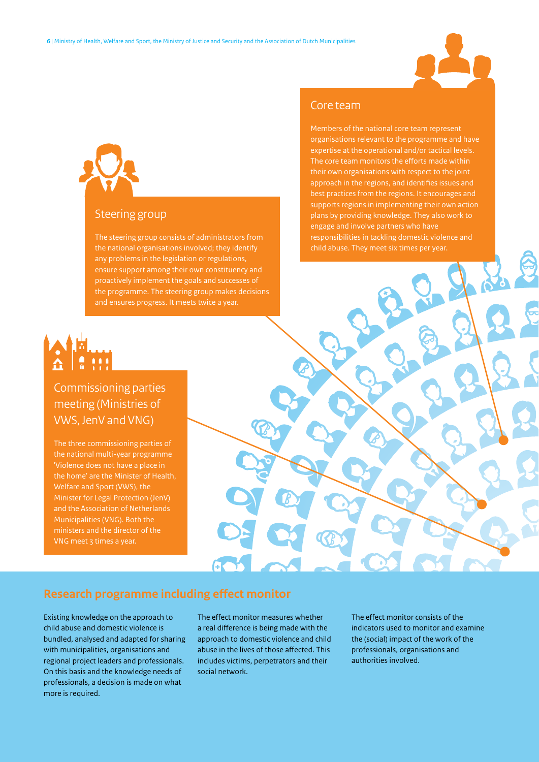## Core team

Members of the national core team represent organisations relevant to the programme and have expertise at the operational and/or tactical levels. The core team monitors the efforts made within their own organisations with respect to the joint approach in the regions, and identifies issues and best practices from the regions. It encourages and supports regions in implementing their own action plans by providing knowledge. They also work to engage and involve partners who have responsibilities in tackling domestic violence and child abuse. They meet six times per year.

## Steering group

The steering group consists of administrators from the national organisations involved; they identify any problems in the legislation or regulations, ensure support among their own constituency and proactively implement the goals and successes of the programme. The steering group makes decisions and ensures progress. It meets twice a year.

## Commissioning parties meeting (Ministries of VWS, JenV and VNG)

The three commissioning parties of the national multi-year programme 'Violence does not have a place in the home' are the Minister of Health, Welfare and Sport (VWS), the Minister for Legal Protection (JenV) and the Association of Netherlands Municipalities (VNG). Both the ministers and the director of the VNG meet 3 times a year.

## Research programme including effect monitor

Existing knowledge on the approach to child abuse and domestic violence is bundled, analysed and adapted for sharing with municipalities, organisations and regional project leaders and professionals. On this basis and the knowledge needs of professionals, a decision is made on what more is required.

The effect monitor measures whether a real difference is being made with the approach to domestic violence and child abuse in the lives of those affected. This includes victims, perpetrators and their social network.

The effect monitor consists of the indicators used to monitor and examine the (social) impact of the work of the professionals, organisations and authorities involved.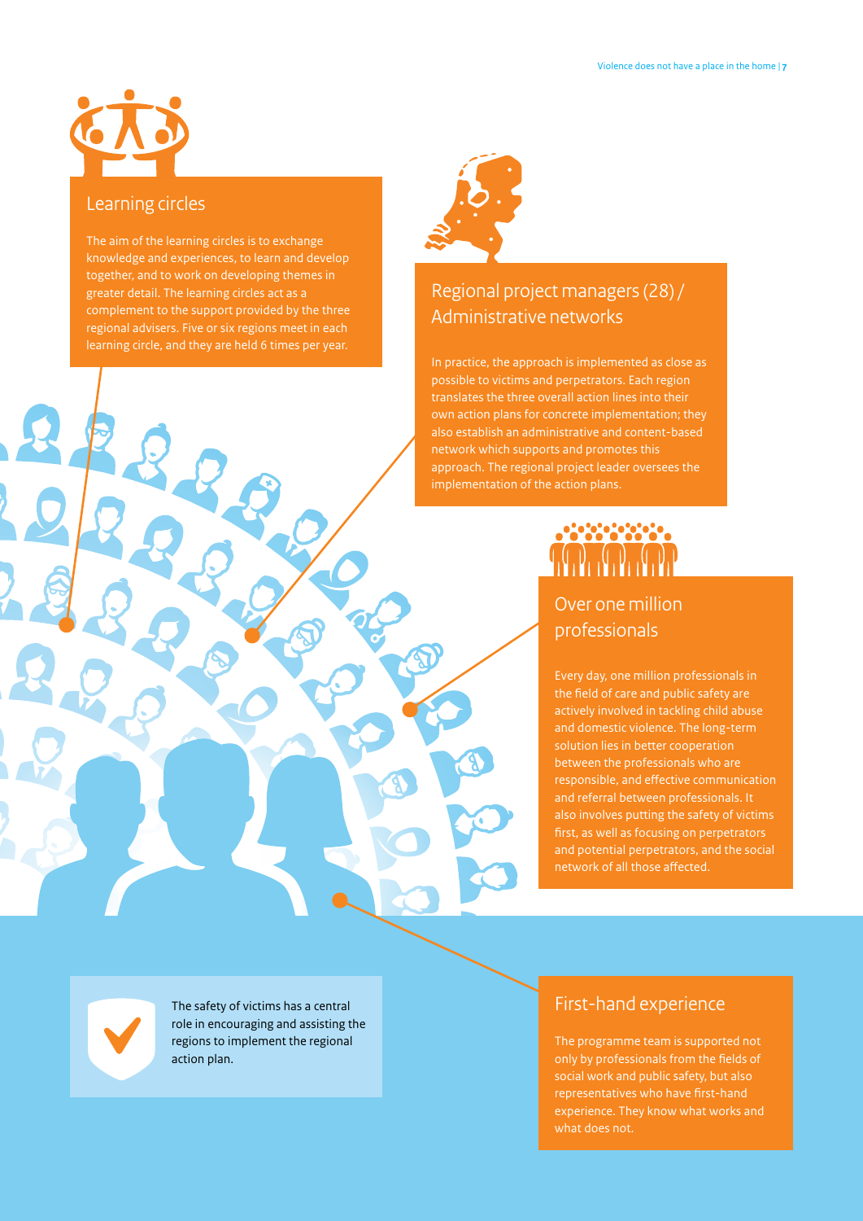## Learning circles

The aim of the learning circles is to exchange knowledge and experiences, to learn and develop together, and to work on developing themes in greater detail. The learning circles act as a complement to the support provided by the three regional advisers. Five or six regions meet in each learning circle, and they are held 6 times per year.

## Regional project managers (28) / Administrative networks

In practice, the approach is implemented as close as possible to victims and perpetrators. Each region translates the three overall action lines into their own action plans for concrete implementation; they also establish an administrative and content-based network which supports and promotes this approach. The regional project leader oversees the implementation of the action plans.

## Over one million professionals

Every day, one million professionals in the field of care and public safety are actively involved in tackling child abuse and domestic violence. The long-term solution lies in better cooperation between the professionals who are responsible, and effective communication and referral between professionals. It also involves putting the safety of victims first, as well as focusing on perpetrators and potential perpetrators, and the social network of all those affected.

The safety of victims has a central role in encouraging and assisting the regions to implement the regional action plan.

## First-hand experience

The programme team is supported not only by professionals from the fields of social work and public safety, but also representatives who have first-hand experience. They know what works and what does not.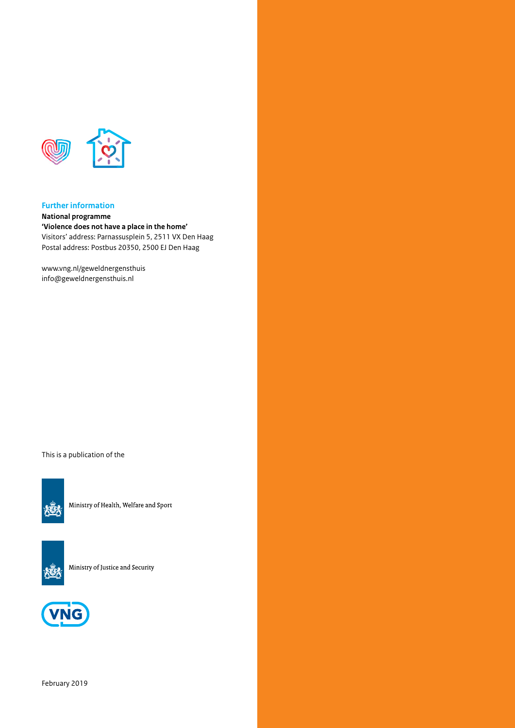## Further information

**National programme**
**'Violence does not have a place in the home'**
Visitors' address: Parnassusplein 5, 2511 VX Den Haag
Postal address: Postbus 20350, 2500 EJ Den Haag

www.vng.nl/geweldnergensthuis
info@geweldnergensthuis.nl

This is a publication of the

Ministry of Health, Welfare and Sport

Ministry of Justice and Security

VNG

February 2019